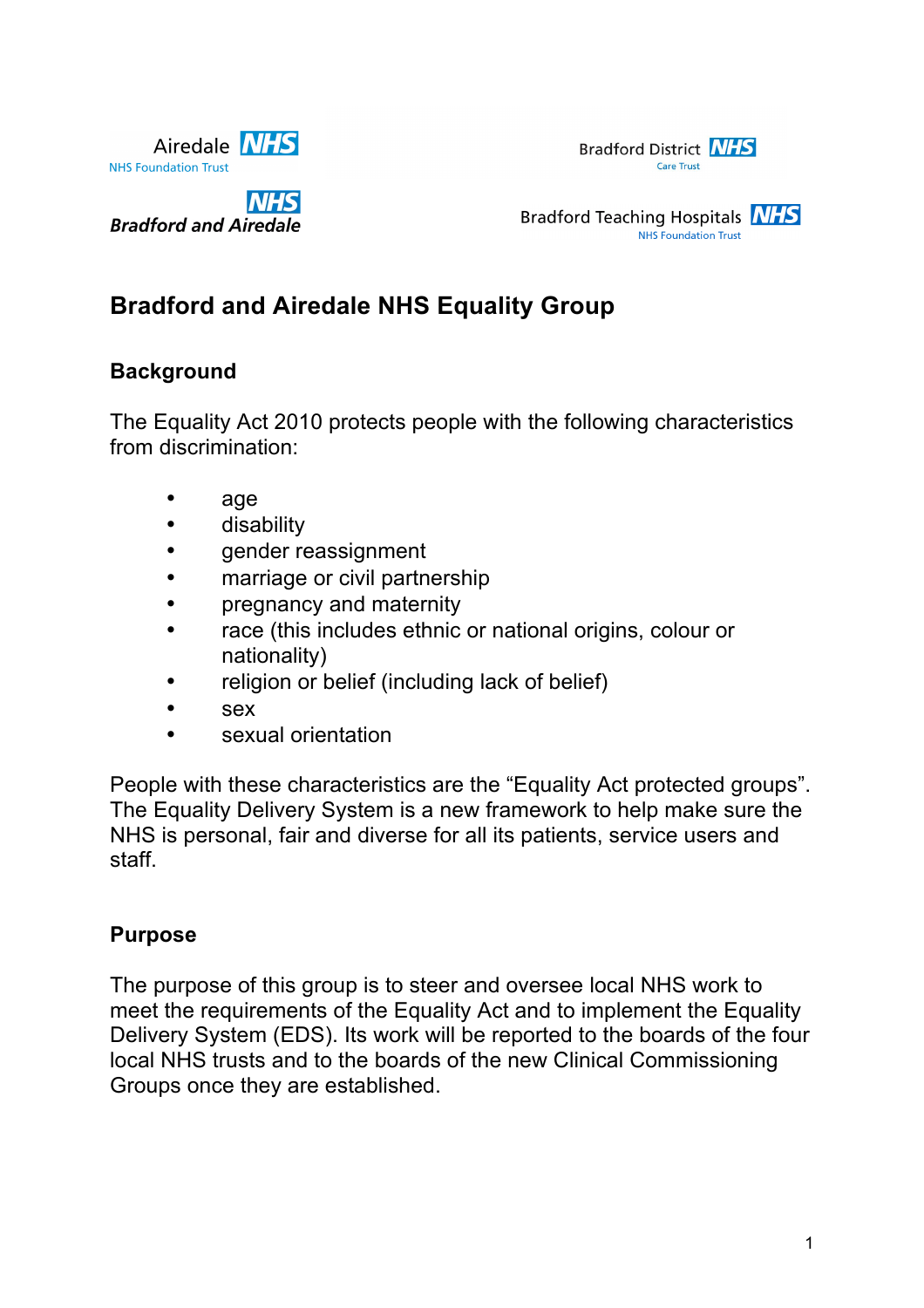Airedale NHS
NHS Foundation Trust

Bradford District NHS
Care Trust

NHS
Bradford and Airedale

Bradford Teaching Hospitals NHS
NHS Foundation Trust

# Bradford and Airedale NHS Equality Group

## Background

The Equality Act 2010 protects people with the following characteristics from discrimination:

- age
- disability
- gender reassignment
- marriage or civil partnership
- pregnancy and maternity
- race (this includes ethnic or national origins, colour or nationality)
- religion or belief (including lack of belief)
- sex
- sexual orientation

People with these characteristics are the “Equality Act protected groups”. The Equality Delivery System is a new framework to help make sure the NHS is personal, fair and diverse for all its patients, service users and staff.

## Purpose

The purpose of this group is to steer and oversee local NHS work to meet the requirements of the Equality Act and to implement the Equality Delivery System (EDS). Its work will be reported to the boards of the four local NHS trusts and to the boards of the new Clinical Commissioning Groups once they are established.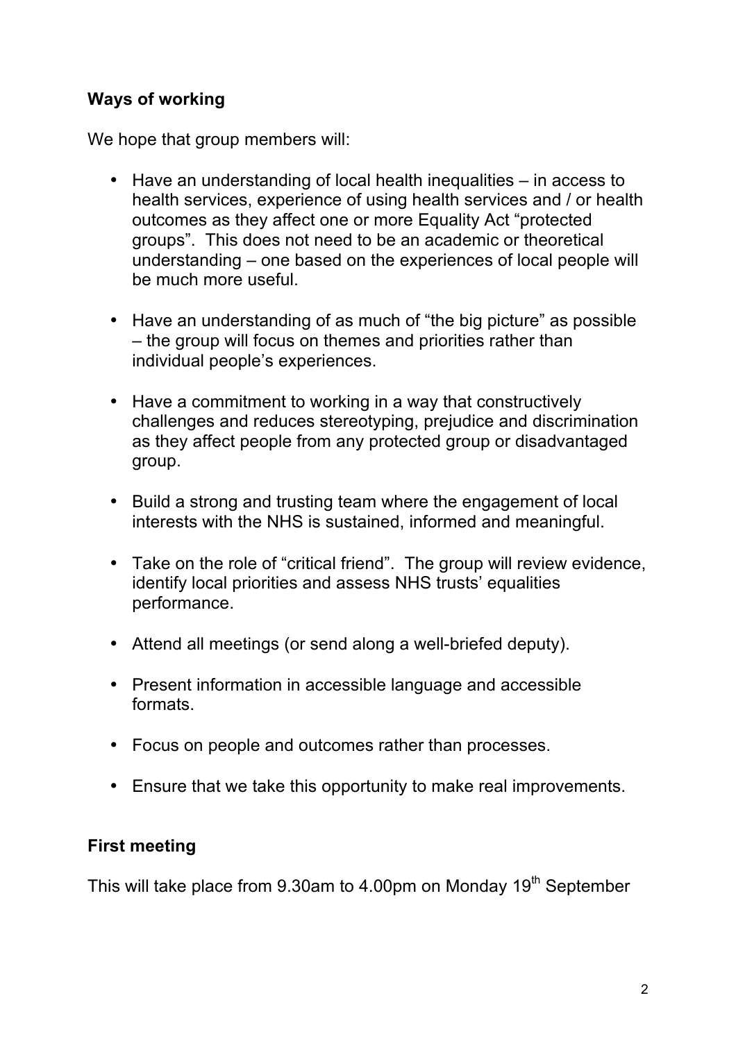## Ways of working

We hope that group members will:

- Have an understanding of local health inequalities – in access to health services, experience of using health services and / or health outcomes as they affect one or more Equality Act "protected groups". This does not need to be an academic or theoretical understanding – one based on the experiences of local people will be much more useful.
- Have an understanding of as much of "the big picture" as possible – the group will focus on themes and priorities rather than individual people's experiences.
- Have a commitment to working in a way that constructively challenges and reduces stereotyping, prejudice and discrimination as they affect people from any protected group or disadvantaged group.
- Build a strong and trusting team where the engagement of local interests with the NHS is sustained, informed and meaningful.
- Take on the role of "critical friend". The group will review evidence, identify local priorities and assess NHS trusts' equalities performance.
- Attend all meetings (or send along a well-briefed deputy).
- Present information in accessible language and accessible formats.
- Focus on people and outcomes rather than processes.
- Ensure that we take this opportunity to make real improvements.

## First meeting

This will take place from 9.30am to 4.00pm on Monday 19th September